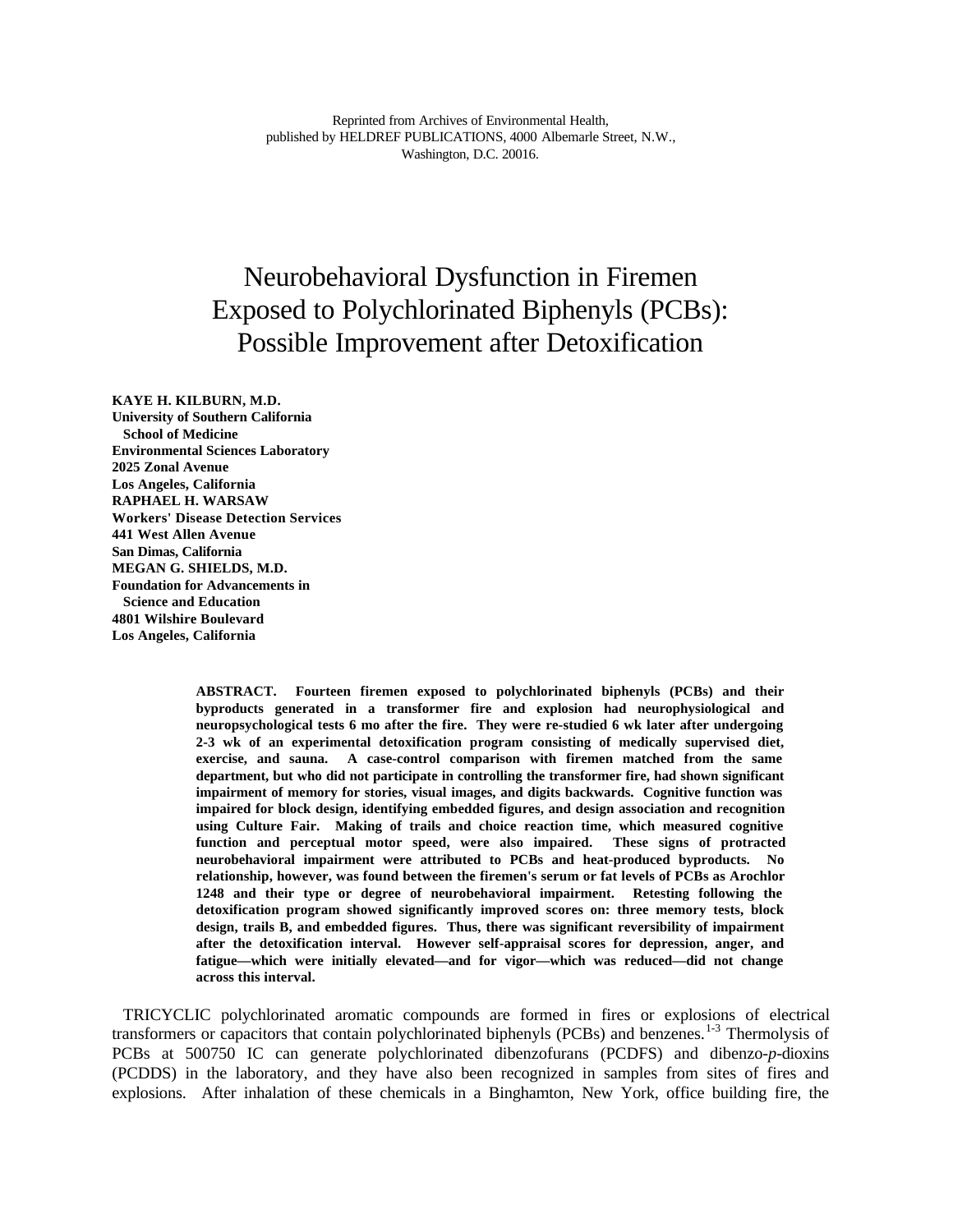Reprinted from Archives of Environmental Health, published by HELDREF PUBLICATIONS, 4000 Albemarle Street, N.W., Washington, D.C. 20016.

# Neurobehavioral Dysfunction in Firemen Exposed to Polychlorinated Biphenyls (PCBs): Possible Improvement after Detoxification

**KAYE H. KILBURN, M.D.**
**University of Southern California School of Medicine**
**Environmental Sciences Laboratory**
**2025 Zonal Avenue**
**Los Angeles, California**

**RAPHAEL H. WARSAW**
**Workers' Disease Detection Services**
**441 West Allen Avenue**
**San Dimas, California**

**MEGAN G. SHIELDS, M.D.**
**Foundation for Advancements in Science and Education**
**4801 Wilshire Boulevard**
**Los Angeles, California**

**ABSTRACT. Fourteen firemen exposed to polychlorinated biphenyls (PCBs) and their byproducts generated in a transformer fire and explosion had neurophysiological and neuropsychological tests 6 mo after the fire. They were re-studied 6 wk later after undergoing 2-3 wk of an experimental detoxification program consisting of medically supervised diet, exercise, and sauna. A case-control comparison with firemen matched from the same department, but who did not participate in controlling the transformer fire, had shown significant impairment of memory for stories, visual images, and digits backwards. Cognitive function was impaired for block design, identifying embedded figures, and design association and recognition using Culture Fair. Making of trails and choice reaction time, which measured cognitive function and perceptual motor speed, were also impaired. These signs of protracted neurobehavioral impairment were attributed to PCBs and heat-produced byproducts. No relationship, however, was found between the firemen's serum or fat levels of PCBs as Arochlor 1248 and their type or degree of neurobehavioral impairment. Retesting following the detoxification program showed significantly improved scores on: three memory tests, block design, trails B, and embedded figures. Thus, there was significant reversibility of impairment after the detoxification interval. However self-appraisal scores for depression, anger, and fatigue—which were initially elevated—and for vigor—which was reduced—did not change across this interval.**

TRICYCLIC polychlorinated aromatic compounds are formed in fires or explosions of electrical transformers or capacitors that contain polychlorinated biphenyls (PCBs) and benzenes.[1-3] Thermolysis of PCBs at 500750 IC can generate polychlorinated dibenzofurans (PCDFS) and dibenzo-*p*-dioxins (PCDDS) in the laboratory, and they have also been recognized in samples from sites of fires and explosions. After inhalation of these chemicals in a Binghamton, New York, office building fire, the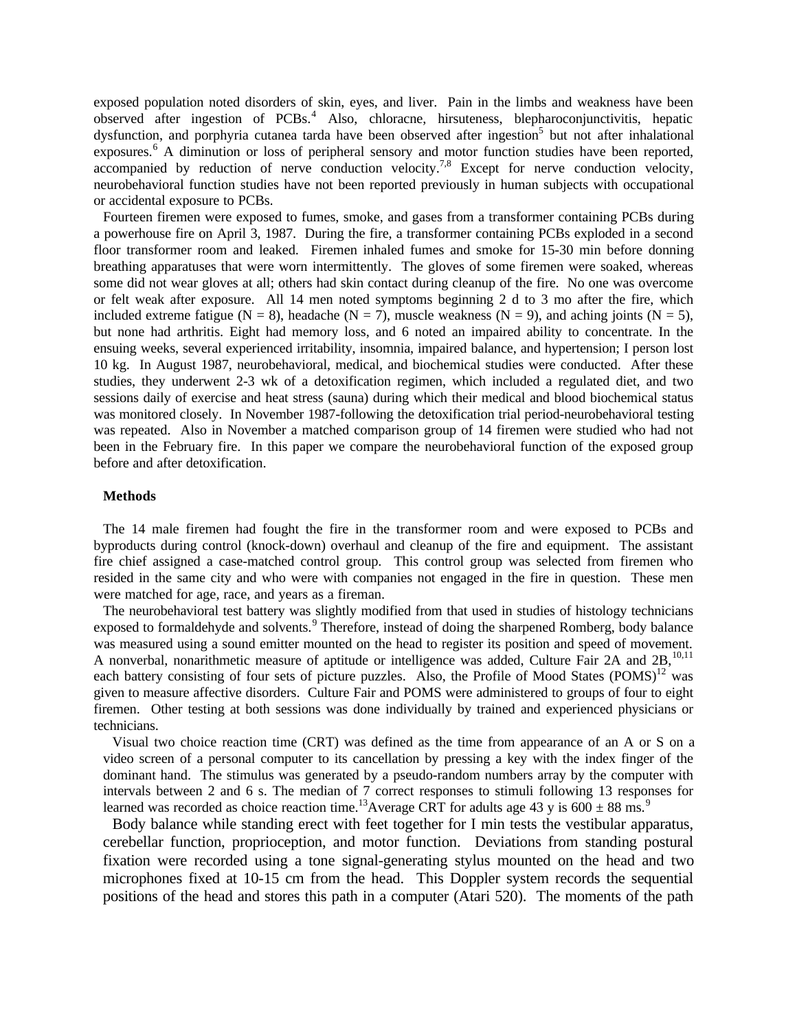exposed population noted disorders of skin, eyes, and liver. Pain in the limbs and weakness have been observed after ingestion of PCBs.[4] Also, chloracne, hirsuteness, blepharoconjunctivitis, hepatic dysfunction, and porphyria cutanea tarda have been observed after ingestion[5] but not after inhalational exposures.[6] A diminution or loss of peripheral sensory and motor function studies have been reported, accompanied by reduction of nerve conduction velocity.[7,8] Except for nerve conduction velocity, neurobehavioral function studies have not been reported previously in human subjects with occupational or accidental exposure to PCBs.

Fourteen firemen were exposed to fumes, smoke, and gases from a transformer containing PCBs during a powerhouse fire on April 3, 1987. During the fire, a transformer containing PCBs exploded in a second floor transformer room and leaked. Firemen inhaled fumes and smoke for 15-30 min before donning breathing apparatuses that were worn intermittently. The gloves of some firemen were soaked, whereas some did not wear gloves at all; others had skin contact during cleanup of the fire. No one was overcome or felt weak after exposure. All 14 men noted symptoms beginning 2 d to 3 mo after the fire, which included extreme fatigue (N = 8), headache (N = 7), muscle weakness (N = 9), and aching joints (N = 5), but none had arthritis. Eight had memory loss, and 6 noted an impaired ability to concentrate. In the ensuing weeks, several experienced irritability, insomnia, impaired balance, and hypertension; I person lost 10 kg. In August 1987, neurobehavioral, medical, and biochemical studies were conducted. After these studies, they underwent 2-3 wk of a detoxification regimen, which included a regulated diet, and two sessions daily of exercise and heat stress (sauna) during which their medical and blood biochemical status was monitored closely. In November 1987-following the detoxification trial period-neurobehavioral testing was repeated. Also in November a matched comparison group of 14 firemen were studied who had not been in the February fire. In this paper we compare the neurobehavioral function of the exposed group before and after detoxification.

## Methods

The 14 male firemen had fought the fire in the transformer room and were exposed to PCBs and byproducts during control (knock-down) overhaul and cleanup of the fire and equipment. The assistant fire chief assigned a case-matched control group. This control group was selected from firemen who resided in the same city and who were with companies not engaged in the fire in question. These men were matched for age, race, and years as a fireman.

The neurobehavioral test battery was slightly modified from that used in studies of histology technicians exposed to formaldehyde and solvents.[9] Therefore, instead of doing the sharpened Romberg, body balance was measured using a sound emitter mounted on the head to register its position and speed of movement. A nonverbal, nonarithmetic measure of aptitude or intelligence was added, Culture Fair 2A and 2B,[10,11] each battery consisting of four sets of picture puzzles. Also, the Profile of Mood States (POMS)[12] was given to measure affective disorders. Culture Fair and POMS were administered to groups of four to eight firemen. Other testing at both sessions was done individually by trained and experienced physicians or technicians.

Visual two choice reaction time (CRT) was defined as the time from appearance of an A or S on a video screen of a personal computer to its cancellation by pressing a key with the index finger of the dominant hand. The stimulus was generated by a pseudo-random numbers array by the computer with intervals between 2 and 6 s. The median of 7 correct responses to stimuli following 13 responses for learned was recorded as choice reaction time.[13] Average CRT for adults age 43 y is 600 ± 88 ms.[9]

Body balance while standing erect with feet together for I min tests the vestibular apparatus, cerebellar function, proprioception, and motor function. Deviations from standing postural fixation were recorded using a tone signal-generating stylus mounted on the head and two microphones fixed at 10-15 cm from the head. This Doppler system records the sequential positions of the head and stores this path in a computer (Atari 520). The moments of the path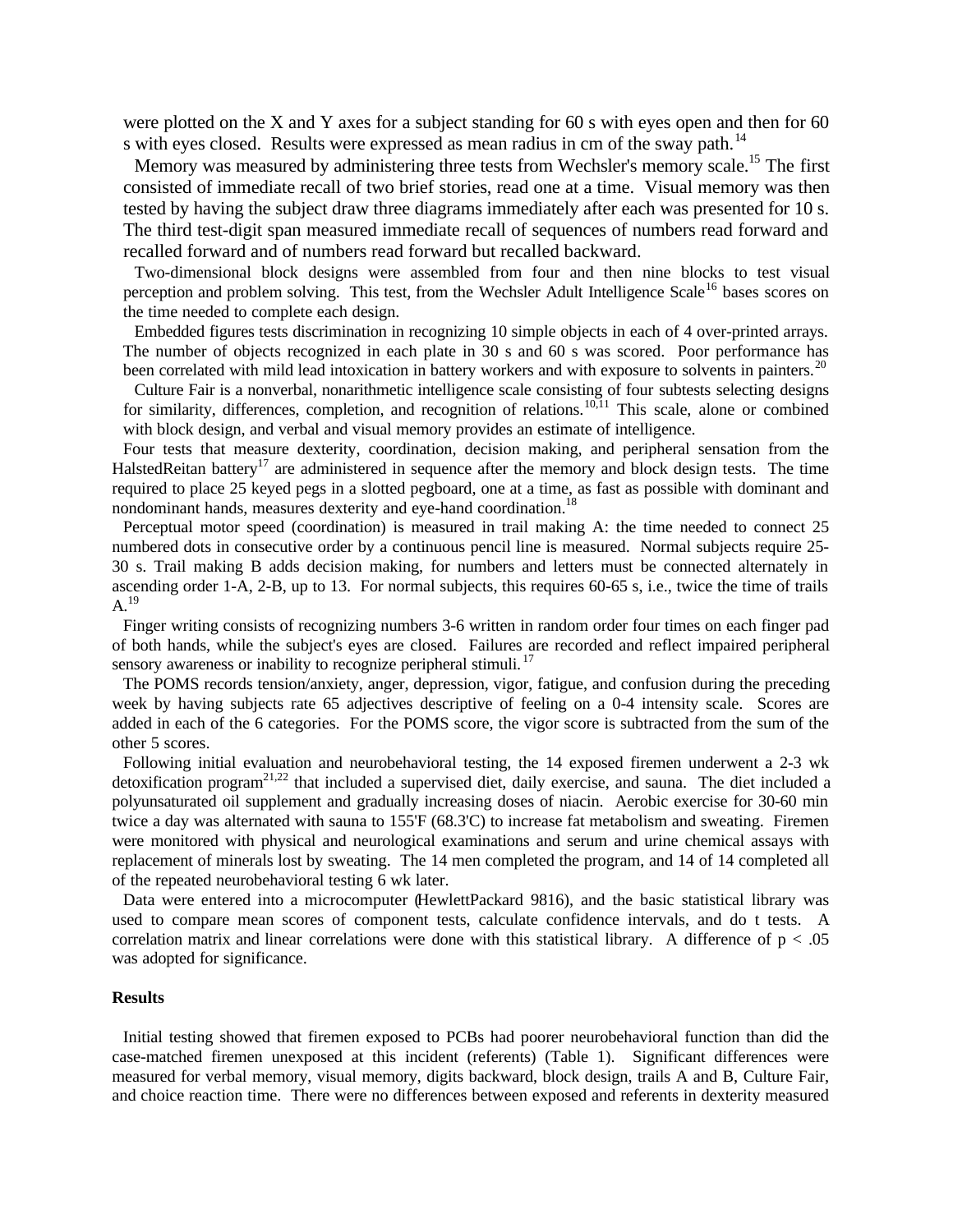were plotted on the X and Y axes for a subject standing for 60 s with eyes open and then for 60 s with eyes closed. Results were expressed as mean radius in cm of the sway path.[14]

Memory was measured by administering three tests from Wechsler's memory scale.[15] The first consisted of immediate recall of two brief stories, read one at a time. Visual memory was then tested by having the subject draw three diagrams immediately after each was presented for 10 s. The third test-digit span measured immediate recall of sequences of numbers read forward and recalled forward and of numbers read forward but recalled backward.

Two-dimensional block designs were assembled from four and then nine blocks to test visual perception and problem solving. This test, from the Wechsler Adult Intelligence Scale[16] bases scores on the time needed to complete each design.

Embedded figures tests discrimination in recognizing 10 simple objects in each of 4 over-printed arrays. The number of objects recognized in each plate in 30 s and 60 s was scored. Poor performance has been correlated with mild lead intoxication in battery workers and with exposure to solvents in painters.[20]

Culture Fair is a nonverbal, nonarithmetic intelligence scale consisting of four subtests selecting designs for similarity, differences, completion, and recognition of relations.[10,11] This scale, alone or combined with block design, and verbal and visual memory provides an estimate of intelligence.

Four tests that measure dexterity, coordination, decision making, and peripheral sensation from the HalstedReitan battery[17] are administered in sequence after the memory and block design tests. The time required to place 25 keyed pegs in a slotted pegboard, one at a time, as fast as possible with dominant and nondominant hands, measures dexterity and eye-hand coordination.[18]

Perceptual motor speed (coordination) is measured in trail making A: the time needed to connect 25 numbered dots in consecutive order by a continuous pencil line is measured. Normal subjects require 25-30 s. Trail making B adds decision making, for numbers and letters must be connected alternately in ascending order 1-A, 2-B, up to 13. For normal subjects, this requires 60-65 s, i.e., twice the time of trails A.[19]

Finger writing consists of recognizing numbers 3-6 written in random order four times on each finger pad of both hands, while the subject's eyes are closed. Failures are recorded and reflect impaired peripheral sensory awareness or inability to recognize peripheral stimuli.[17]

The POMS records tension/anxiety, anger, depression, vigor, fatigue, and confusion during the preceding week by having subjects rate 65 adjectives descriptive of feeling on a 0-4 intensity scale. Scores are added in each of the 6 categories. For the POMS score, the vigor score is subtracted from the sum of the other 5 scores.

Following initial evaluation and neurobehavioral testing, the 14 exposed firemen underwent a 2-3 wk detoxification program[21,22] that included a supervised diet, daily exercise, and sauna. The diet included a polyunsaturated oil supplement and gradually increasing doses of niacin. Aerobic exercise for 30-60 min twice a day was alternated with sauna to 155'F (68.3'C) to increase fat metabolism and sweating. Firemen were monitored with physical and neurological examinations and serum and urine chemical assays with replacement of minerals lost by sweating. The 14 men completed the program, and 14 of 14 completed all of the repeated neurobehavioral testing 6 wk later.

Data were entered into a microcomputer (HewlettPackard 9816), and the basic statistical library was used to compare mean scores of component tests, calculate confidence intervals, and do t tests. A correlation matrix and linear correlations were done with this statistical library. A difference of $p < .05$ was adopted for significance.

### Results

Initial testing showed that firemen exposed to PCBs had poorer neurobehavioral function than did the case-matched firemen unexposed at this incident (referents) (Table 1). Significant differences were measured for verbal memory, visual memory, digits backward, block design, trails A and B, Culture Fair, and choice reaction time. There were no differences between exposed and referents in dexterity measured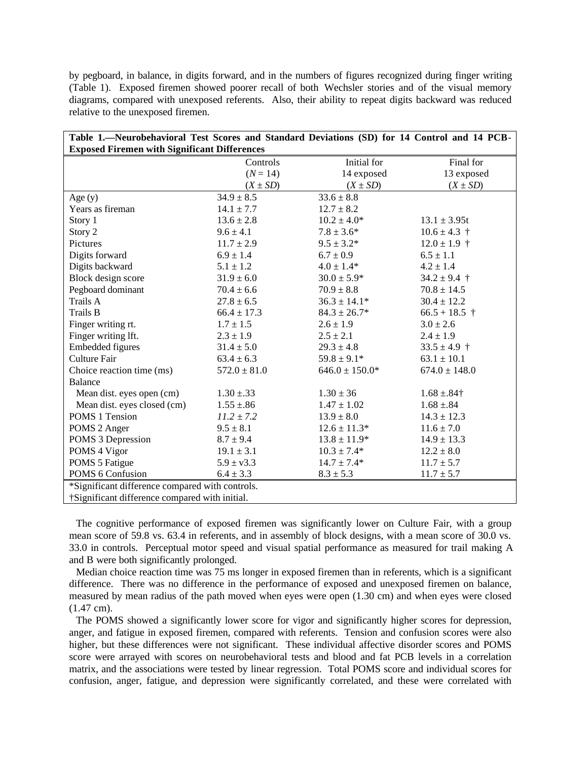by pegboard, in balance, in digits forward, and in the numbers of figures recognized during finger writing (Table 1). Exposed firemen showed poorer recall of both Wechsler stories and of the visual memory diagrams, compared with unexposed referents. Also, their ability to repeat digits backward was reduced relative to the unexposed firemen.

**Table 1.—Neurobehavioral Test Scores and Standard Deviations (SD) for 14 Control and 14 PCB-Exposed Firemen with Significant Differences**

| | Controls (*N* = 14) (*X* ± *SD*) | Initial for 14 exposed (*X* ± *SD*) | Final for 13 exposed (*X* ± *SD*) |
|---|---|---|---|
| Age (y) | 34.9 ± 8.5 | 33.6 ± 8.8 | |
| Years as fireman | 14.1 ± 7.7 | 12.7 ± 8.2 | |
| Story 1 | 13.6 ± 2.8 | 10.2 ± 4.0* | 13.1 ± 3.95t |
| Story 2 | 9.6 ± 4.1 | 7.8 ± 3.6* | 10.6 ± 4.3 † |
| Pictures | 11.7 ± 2.9 | 9.5 ± 3.2* | 12.0 ± 1.9 † |
| Digits forward | 6.9 ± 1.4 | 6.7 ± 0.9 | 6.5 ± 1.1 |
| Digits backward | 5.1 ± 1.2 | 4.0 ± 1.4* | 4.2 ± 1.4 |
| Block design score | 31.9 ± 6.0 | 30.0 ± 5.9* | 34.2 ± 9.4 † |
| Pegboard dominant | 70.4 ± 6.6 | 70.9 ± 8.8 | 70.8 ± 14.5 |
| Trails A | 27.8 ± 6.5 | 36.3 ± 14.1* | 30.4 ± 12.2 |
| Trails B | 66.4 ± 17.3 | 84.3 ± 26.7* | 66.5 + 18.5 † |
| Finger writing rt. | 1.7 ± 1.5 | 2.6 ± 1.9 | 3.0 ± 2.6 |
| Finger writing lft. | 2.3 ± 1.9 | 2.5 ± 2.1 | 2.4 ± 1.9 |
| Embedded figures | 31.4 ± 5.0 | 29.3 ± 4.8 | 33.5 ± 4.9 † |
| Culture Fair | 63.4 ± 6.3 | 59.8 ± 9.1* | 63.1 ± 10.1 |
| Choice reaction time (ms) | 572.0 ± 81.0 | 646.0 ± 150.0* | 674.0 ± 148.0 |
| Balance | | | |
| Mean dist. eyes open (cm) | 1.30 ±.33 | 1.30 ± 36 | 1.68 ±.84† |
| Mean dist. eyes closed (cm) | 1.55 ±.86 | 1.47 ± 1.02 | 1.68 ±.84 |
| POMS 1 Tension | *11.2 ± 7.2* | 13.9 ± 8.0 | 14.3 ± 12.3 |
| POMS 2 Anger | 9.5 ± 8.1 | 12.6 ± 11.3* | 11.6 ± 7.0 |
| POMS 3 Depression | 8.7 ± 9.4 | 13.8 ± 11.9* | 14.9 ± 13.3 |
| POMS 4 Vigor | 19.1 ± 3.1 | 10.3 ± 7.4* | 12.2 ± 8.0 |
| POMS 5 Fatigue | 5.9 ± v3.3 | 14.7 ± 7.4* | 11.7 ± 5.7 |
| POMS 6 Confusion | 6.4 ± 3.3 | 8.3 ± 5.3 | 11.7 ± 5.7 |

*Significant difference compared with controls.
†Significant difference compared with initial.

The cognitive performance of exposed firemen was significantly lower on Culture Fair, with a group mean score of 59.8 vs. 63.4 in referents, and in assembly of block designs, with a mean score of 30.0 vs. 33.0 in controls. Perceptual motor speed and visual spatial performance as measured for trail making A and B were both significantly prolonged.

Median choice reaction time was 75 ms longer in exposed firemen than in referents, which is a significant difference. There was no difference in the performance of exposed and unexposed firemen on balance, measured by mean radius of the path moved when eyes were open (1.30 cm) and when eyes were closed (1.47 cm).

The POMS showed a significantly lower score for vigor and significantly higher scores for depression, anger, and fatigue in exposed firemen, compared with referents. Tension and confusion scores were also higher, but these differences were not significant. These individual affective disorder scores and POMS score were arrayed with scores on neurobehavioral tests and blood and fat PCB levels in a correlation matrix, and the associations were tested by linear regression. Total POMS score and individual scores for confusion, anger, fatigue, and depression were significantly correlated, and these were correlated with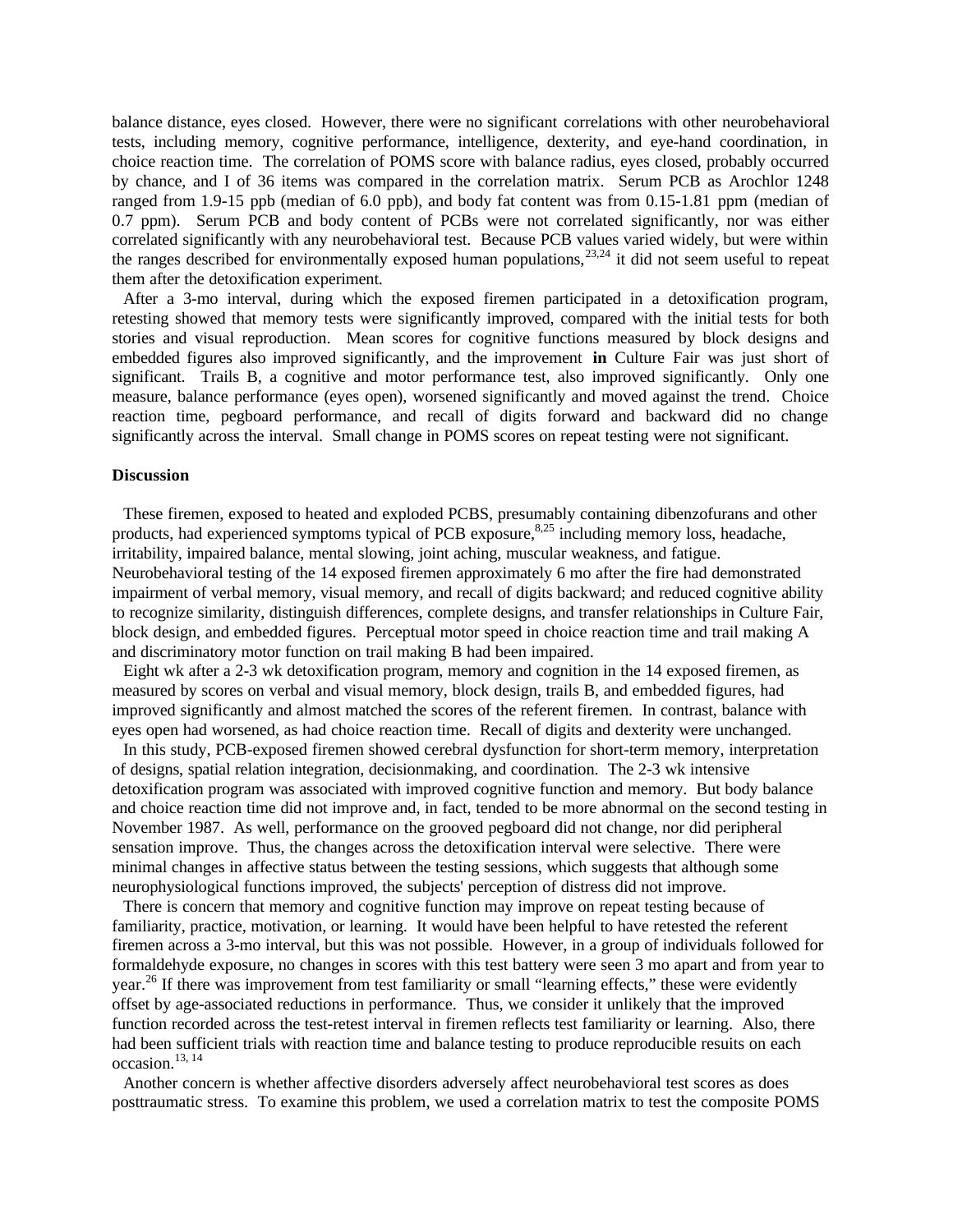balance distance, eyes closed. However, there were no significant correlations with other neurobehavioral tests, including memory, cognitive performance, intelligence, dexterity, and eye-hand coordination, in choice reaction time. The correlation of POMS score with balance radius, eyes closed, probably occurred by chance, and I of 36 items was compared in the correlation matrix. Serum PCB as Arochlor 1248 ranged from 1.9-15 ppb (median of 6.0 ppb), and body fat content was from 0.15-1.81 ppm (median of 0.7 ppm). Serum PCB and body content of PCBs were not correlated significantly, nor was either correlated significantly with any neurobehavioral test. Because PCB values varied widely, but were within the ranges described for environmentally exposed human populations,[23,24] it did not seem useful to repeat them after the detoxification experiment.

After a 3-mo interval, during which the exposed firemen participated in a detoxification program, retesting showed that memory tests were significantly improved, compared with the initial tests for both stories and visual reproduction. Mean scores for cognitive functions measured by block designs and embedded figures also improved significantly, and the improvement **in** Culture Fair was just short of significant. Trails B, a cognitive and motor performance test, also improved significantly. Only one measure, balance performance (eyes open), worsened significantly and moved against the trend. Choice reaction time, pegboard performance, and recall of digits forward and backward did no change significantly across the interval. Small change in POMS scores on repeat testing were not significant.

## Discussion

These firemen, exposed to heated and exploded PCBS, presumably containing dibenzofurans and other products, had experienced symptoms typical of PCB exposure,[8,25] including memory loss, headache, irritability, impaired balance, mental slowing, joint aching, muscular weakness, and fatigue. Neurobehavioral testing of the 14 exposed firemen approximately 6 mo after the fire had demonstrated impairment of verbal memory, visual memory, and recall of digits backward; and reduced cognitive ability to recognize similarity, distinguish differences, complete designs, and transfer relationships in Culture Fair, block design, and embedded figures. Perceptual motor speed in choice reaction time and trail making A and discriminatory motor function on trail making B had been impaired.

Eight wk after a 2-3 wk detoxification program, memory and cognition in the 14 exposed firemen, as measured by scores on verbal and visual memory, block design, trails B, and embedded figures, had improved significantly and almost matched the scores of the referent firemen. In contrast, balance with eyes open had worsened, as had choice reaction time. Recall of digits and dexterity were unchanged.

In this study, PCB-exposed firemen showed cerebral dysfunction for short-term memory, interpretation of designs, spatial relation integration, decisionmaking, and coordination. The 2-3 wk intensive detoxification program was associated with improved cognitive function and memory. But body balance and choice reaction time did not improve and, in fact, tended to be more abnormal on the second testing in November 1987. As well, performance on the grooved pegboard did not change, nor did peripheral sensation improve. Thus, the changes across the detoxification interval were selective. There were minimal changes in affective status between the testing sessions, which suggests that although some neurophysiological functions improved, the subjects' perception of distress did not improve.

There is concern that memory and cognitive function may improve on repeat testing because of familiarity, practice, motivation, or learning. It would have been helpful to have retested the referent firemen across a 3-mo interval, but this was not possible. However, in a group of individuals followed for formaldehyde exposure, no changes in scores with this test battery were seen 3 mo apart and from year to year.[26] If there was improvement from test familiarity or small "learning effects," these were evidently offset by age-associated reductions in performance. Thus, we consider it unlikely that the improved function recorded across the test-retest interval in firemen reflects test familiarity or learning. Also, there had been sufficient trials with reaction time and balance testing to produce reproducible resuits on each occasion.[13, 14]

Another concern is whether affective disorders adversely affect neurobehavioral test scores as does posttraumatic stress. To examine this problem, we used a correlation matrix to test the composite POMS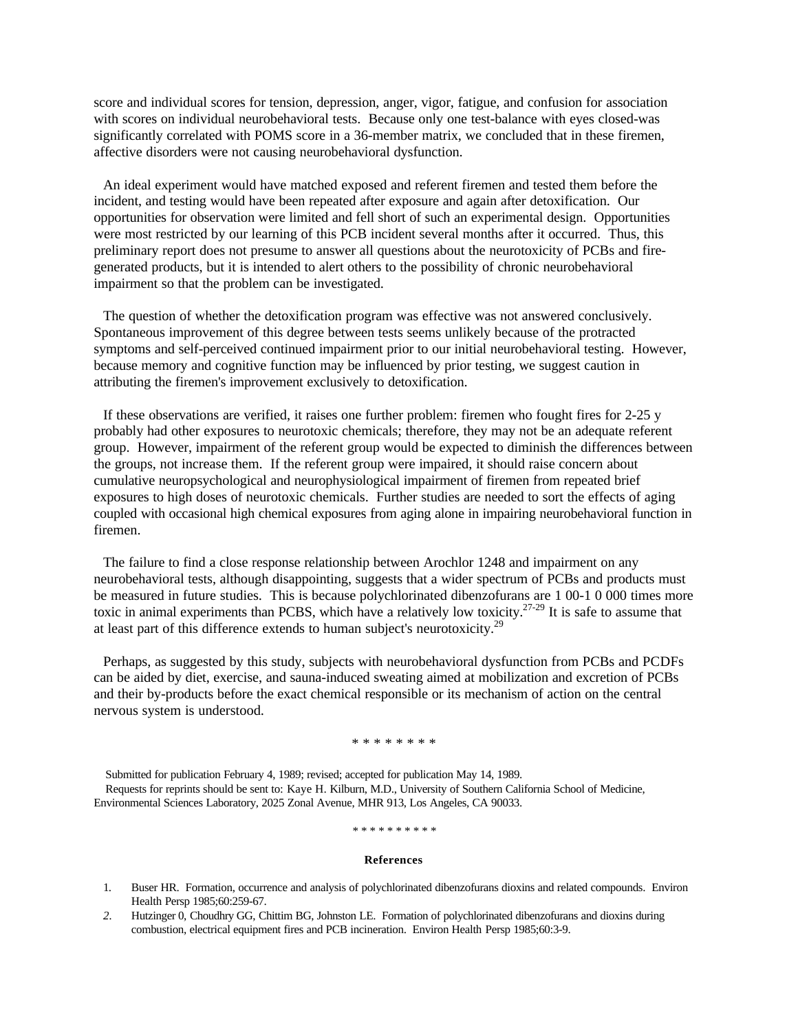score and individual scores for tension, depression, anger, vigor, fatigue, and confusion for association with scores on individual neurobehavioral tests. Because only one test-balance with eyes closed-was significantly correlated with POMS score in a 36-member matrix, we concluded that in these firemen, affective disorders were not causing neurobehavioral dysfunction.

An ideal experiment would have matched exposed and referent firemen and tested them before the incident, and testing would have been repeated after exposure and again after detoxification. Our opportunities for observation were limited and fell short of such an experimental design. Opportunities were most restricted by our learning of this PCB incident several months after it occurred. Thus, this preliminary report does not presume to answer all questions about the neurotoxicity of PCBs and fire-generated products, but it is intended to alert others to the possibility of chronic neurobehavioral impairment so that the problem can be investigated.

The question of whether the detoxification program was effective was not answered conclusively. Spontaneous improvement of this degree between tests seems unlikely because of the protracted symptoms and self-perceived continued impairment prior to our initial neurobehavioral testing. However, because memory and cognitive function may be influenced by prior testing, we suggest caution in attributing the firemen's improvement exclusively to detoxification.

If these observations are verified, it raises one further problem: firemen who fought fires for 2-25 y probably had other exposures to neurotoxic chemicals; therefore, they may not be an adequate referent group. However, impairment of the referent group would be expected to diminish the differences between the groups, not increase them. If the referent group were impaired, it should raise concern about cumulative neuropsychological and neurophysiological impairment of firemen from repeated brief exposures to high doses of neurotoxic chemicals. Further studies are needed to sort the effects of aging coupled with occasional high chemical exposures from aging alone in impairing neurobehavioral function in firemen.

The failure to find a close response relationship between Arochlor 1248 and impairment on any neurobehavioral tests, although disappointing, suggests that a wider spectrum of PCBs and products must be measured in future studies. This is because polychlorinated dibenzofurans are 1 00-1 0 000 times more toxic in animal experiments than PCBS, which have a relatively low toxicity.[27-29] It is safe to assume that at least part of this difference extends to human subject's neurotoxicity.[29]

Perhaps, as suggested by this study, subjects with neurobehavioral dysfunction from PCBs and PCDFs can be aided by diet, exercise, and sauna-induced sweating aimed at mobilization and excretion of PCBs and their by-products before the exact chemical responsible or its mechanism of action on the central nervous system is understood.

* * * * * * * *

Submitted for publication February 4, 1989; revised; accepted for publication May 14, 1989.

Requests for reprints should be sent to: Kaye H. Kilburn, M.D., University of Southern California School of Medicine, Environmental Sciences Laboratory, 2025 Zonal Avenue, MHR 913, Los Angeles, CA 90033.

* * * * * * * * * *

**References**

1. Buser HR. Formation, occurrence and analysis of polychlorinated dibenzofurans dioxins and related compounds. Environ Health Persp 1985;60:259-67.
2. Hutzinger 0, Choudhry GG, Chittim BG, Johnston LE. Formation of polychlorinated dibenzofurans and dioxins during combustion, electrical equipment fires and PCB incineration. Environ Health Persp 1985;60:3-9.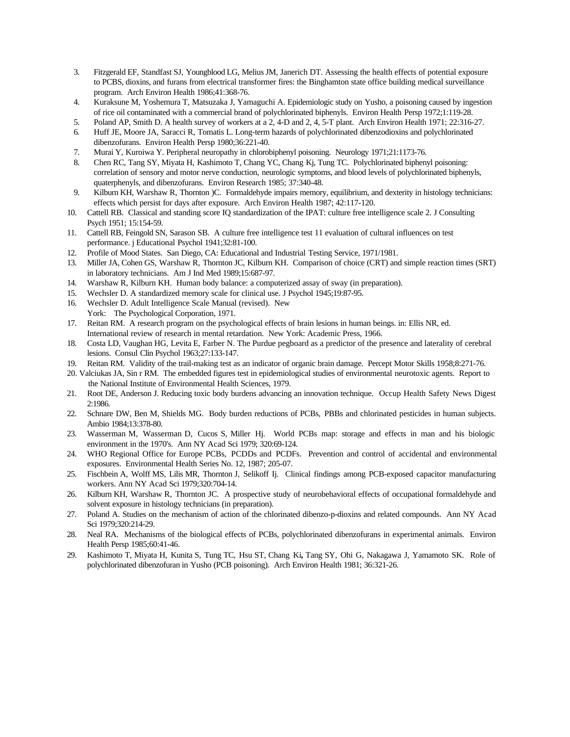3. Fitzgerald EF, Standfast SJ, Youngblood LG, Melius JM, Janerich DT. Assessing the health effects of potential exposure to PCBS, dioxins, and furans from electrical transformer fires: the Binghamton state office building medical surveillance program. Arch Environ Health 1986;41:368-76.
4. Kuraksune M, Yoshemura T, Matsuzaka J, Yamaguchi A. Epidemiologic study on Yusho, a poisoning caused by ingestion of rice oil contaminated with a commercial brand of polychlorinated biphenyls. Environ Health Persp 1972;1:119-28.
5. Poland AP, Smith D. A health survey of workers at a 2, 4-D and 2, 4, 5-T plant. Arch Environ Health 1971; 22:316-27.
6. Huff JE, Moore JA, Saracci R, Tomatis L. Long-term hazards of polychlorinated dibenzodioxins and polychlorinated dibenzofurans. Environ Health Persp 1980;36:221-40.
7. Murai Y, Kuroiwa Y. Peripheral neuropathy in chlorobiphenyl poisoning. Neurology 1971;21:1173-76.
8. Chen RC, Tang SY, Miyata H, Kashimoto T, Chang YC, Chang Kj, Tung TC. Polychlorinated biphenyl poisoning: correlation of sensory and motor nerve conduction, neurologic symptoms, and blood levels of polychlorinated biphenyls, quaterphenyls, and dibenzofurans. Environ Research 1985; 37:340-48.
9. Kilburn KH, Warshaw R, Thornton )C. Formaldehyde impairs memory, equilibrium, and dexterity in histology technicians: effects which persist for days after exposure. Arch Environ Health 1987; 42:117-120.
10. Cattell RB. Classical and standing score IQ standardization of the IPAT: culture free intelligence scale 2. J Consulting Psych 1951; 15:154-59.
11. Cattell RB, Feingold SN, Sarason SB. A culture free intelligence test 11 evaluation of cultural influences on test performance. j Educational Psychol 1941;32:81-100.
12. Profile of Mood States. San Diego, CA: Educational and Industrial Testing Service, 1971/1981.
13. Miller JA, Cohen GS, Warshaw R, Thornton JC, Kilburn KH. Comparison of choice (CRT) and simple reaction times (SRT) in laboratory technicians. Am J Ind Med 1989;15:687-97.
14. Warshaw R, Kilburn KH. Human body balance: a computerized assay of sway (in preparation).
15. Wechsler D. A standardized memory scale for clinical use. J Psychol 1945;19:87-95.
16. Wechsler D. Adult Intelligence Scale Manual (revised). New York: The Psychological Corporation, 1971.
17. Reitan RM. A research program on the psychological effects of brain lesions in human beings. in: Ellis NR, ed. International review of research in mental retardation. New York: Academic Press, 1966.
18. Costa LD, Vaughan HG, Levita E, Farber N. The Purdue pegboard as a predictor of the presence and laterality of cerebral lesions. Consul Clin Psychol 1963;27:133-147.
19. Reitan RM. Validity of the trail-making test as an indicator of organic brain damage. Percept Motor Skills 1958;8:271-76.
20. Valciukas JA, Sin r RM. The embedded figures test in epidemiological studies of environmental neurotoxic agents. Report to the National Institute of Environmental Health Sciences, 1979.
21. Root DE, Anderson J. Reducing toxic body burdens advancing an innovation technique. Occup Health Safety News Digest 2:1986.
22. Schnare DW, Ben M, Shields MG. Body burden reductions of PCBs, PBBs and chlorinated pesticides in human subjects. Ambio 1984;13:378-80.
23. Wasserman M, Wasserman D, Cucos S, Miller Hj. World PCBs map: storage and effects in man and his biologic environment in the 1970's. Ann NY Acad Sci 1979; 320:69-124.
24. WHO Regional Office for Europe PCBs, PCDDs and PCDFs. Prevention and control of accidental and environmental exposures. Environmental Health Series No. 12, 1987; 205-07.
25. Fischbein A, Wolff MS, Lilis MR, Thornton J, Selikoff Ij. Clinical findings among PCB-exposed capacitor manufacturing workers. Ann NY Acad Sci 1979;320:704-14.
26. Kilburn KH, Warshaw R, Thornton JC. A prospective study of neurobehavioral effects of occupational formaldehyde and solvent exposure in histology technicians (in preparation).
27. Poland A. Studies on the mechanism of action of the chlorinated dibenzo-p-dioxins and related compounds. Ann NY Acad Sci 1979;320:214-29.
28. Neal RA. Mechanisms of the biological effects of PCBs, polychlorinated dibenzofurans in experimental animals. Environ Health Persp 1985;60:41-46.
29. Kashimoto T, Miyata H, Kunita S, Tung TC, Hsu ST, Chang Ki, Tang SY, Ohi G, Nakagawa J, Yamamoto SK. Role of polychlorinated dibenzofuran in Yusho (PCB poisoning). Arch Environ Health 1981; 36:321-26.